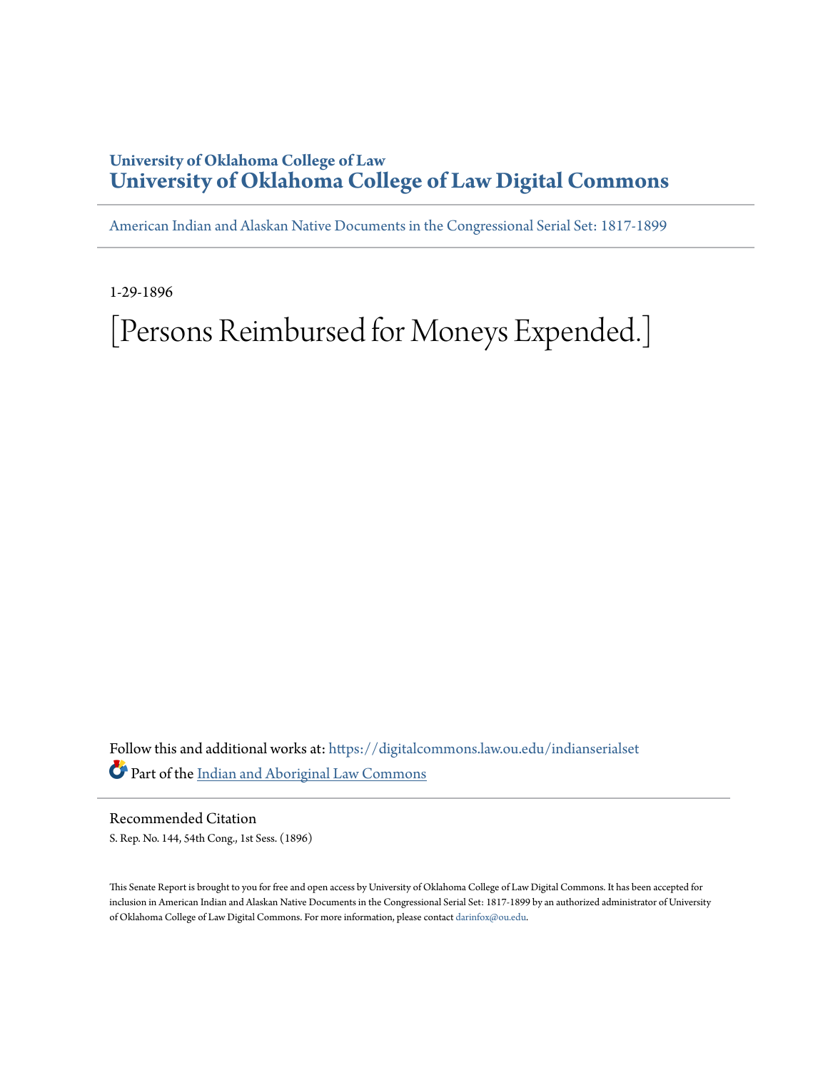# University of Oklahoma College of Law
# University of Oklahoma College of Law Digital Commons

American Indian and Alaskan Native Documents in the Congressional Serial Set: 1817-1899

1-29-1896

# [Persons Reimbursed for Moneys Expended.]

Follow this and additional works at: https://digitalcommons.law.ou.edu/indianserialset

Part of the Indian and Aboriginal Law Commons

## Recommended Citation

S. Rep. No. 144, 54th Cong., 1st Sess. (1896)

This Senate Report is brought to you for free and open access by University of Oklahoma College of Law Digital Commons. It has been accepted for inclusion in American Indian and Alaskan Native Documents in the Congressional Serial Set: 1817-1899 by an authorized administrator of University of Oklahoma College of Law Digital Commons. For more information, please contact darinfox@ou.edu.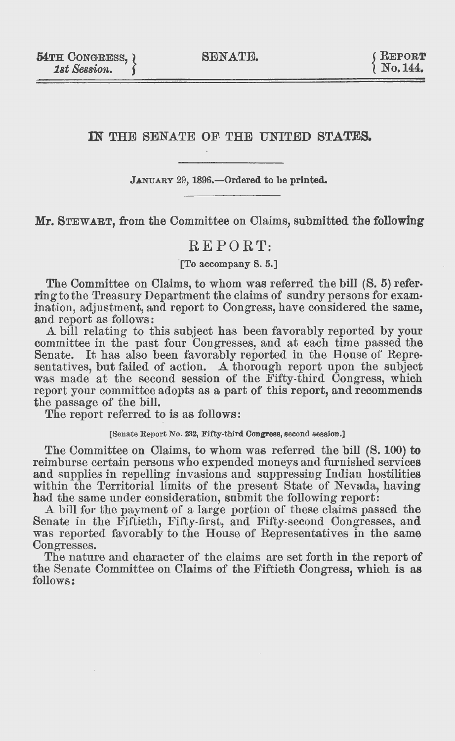54TH CONGRESS, 1st Session. | SENATE. | REPORT No. 144.

# IN THE SENATE OF THE UNITED STATES.

JANUARY 29, 1896.—Ordered to be printed.

**Mr. STEWART, from the Committee on Claims, submitted the following**

## REPORT:

[To accompany S. 5.]

The Committee on Claims, to whom was referred the bill (S. 5) referring to the Treasury Department the claims of sundry persons for examination, adjustment, and report to Congress, have considered the same, and report as follows:

A bill relating to this subject has been favorably reported by your committee in the past four Congresses, and at each time passed the Senate. It has also been favorably reported in the House of Representatives, but failed of action. A thorough report upon the subject was made at the second session of the Fifty-third Congress, which report your committee adopts as a part of this report, and recommends the passage of the bill.

The report referred to is as follows:

[Senate Report No. 232, Fifty-third Congress, second session.]

The Committee on Claims, to whom was referred the bill (S. 100) to reimburse certain persons who expended moneys and furnished services and supplies in repelling invasions and suppressing Indian hostilities within the Territorial limits of the present State of Nevada, having had the same under consideration, submit the following report:

A bill for the payment of a large portion of these claims passed the Senate in the Fiftieth, Fifty-first, and Fifty-second Congresses, and was reported favorably to the House of Representatives in the same Congresses.

The nature and character of the claims are set forth in the report of the Senate Committee on Claims of the Fiftieth Congress, which is as follows: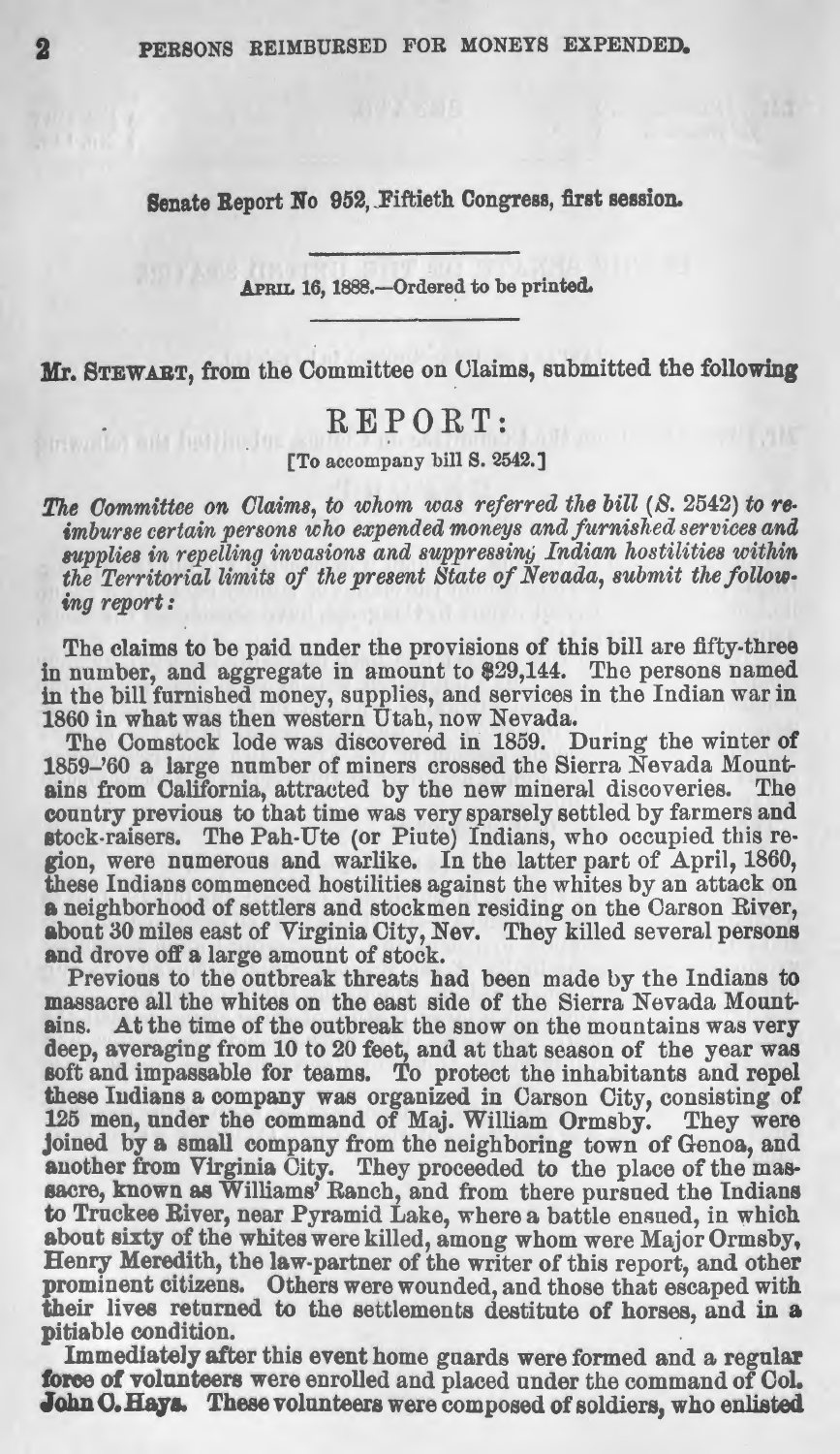Senate Report No 952, Fiftieth Congress, first session.

---

April 16, 1888.—Ordered to be printed.

---

Mr. Stewart, from the Committee on Claims, submitted the following

# REPORT:

[To accompany bill S. 2542.]

*The Committee on Claims, to whom was referred the bill (S. 2542) to reimburse certain persons who expended moneys and furnished services and supplies in repelling invasions and suppressing Indian hostilities within the Territorial limits of the present State of Nevada, submit the following report:*

The claims to be paid under the provisions of this bill are fifty-three in number, and aggregate in amount to $29,144. The persons named in the bill furnished money, supplies, and services in the Indian war in 1860 in what was then western Utah, now Nevada.

The Comstock lode was discovered in 1859. During the winter of 1859-'60 a large number of miners crossed the Sierra Nevada Mountains from California, attracted by the new mineral discoveries. The country previous to that time was very sparsely settled by farmers and stock-raisers. The Pah-Ute (or Piute) Indians, who occupied this region, were numerous and warlike. In the latter part of April, 1860, these Indians commenced hostilities against the whites by an attack on a neighborhood of settlers and stockmen residing on the Carson River, about 30 miles east of Virginia City, Nev. They killed several persons and drove off a large amount of stock.

Previous to the outbreak threats had been made by the Indians to massacre all the whites on the east side of the Sierra Nevada Mountains. At the time of the outbreak the snow on the mountains was very deep, averaging from 10 to 20 feet, and at that season of the year was soft and impassable for teams. To protect the inhabitants and repel these Indians a company was organized in Carson City, consisting of 125 men, under the command of Maj. William Ormsby. They were joined by a small company from the neighboring town of Genoa, and another from Virginia City. They proceeded to the place of the massacre, known as Williams' Ranch, and from there pursued the Indians to Truckee River, near Pyramid Lake, where a battle ensued, in which about sixty of the whites were killed, among whom were Major Ormsby, Henry Meredith, the law-partner of the writer of this report, and other prominent citizens. Others were wounded, and those that escaped with their lives returned to the settlements destitute of horses, and in a pitiable condition.

Immediately after this event home guards were formed and a regular force of volunteers were enrolled and placed under the command of Col. John C. Hays. These volunteers were composed of soldiers, who enlisted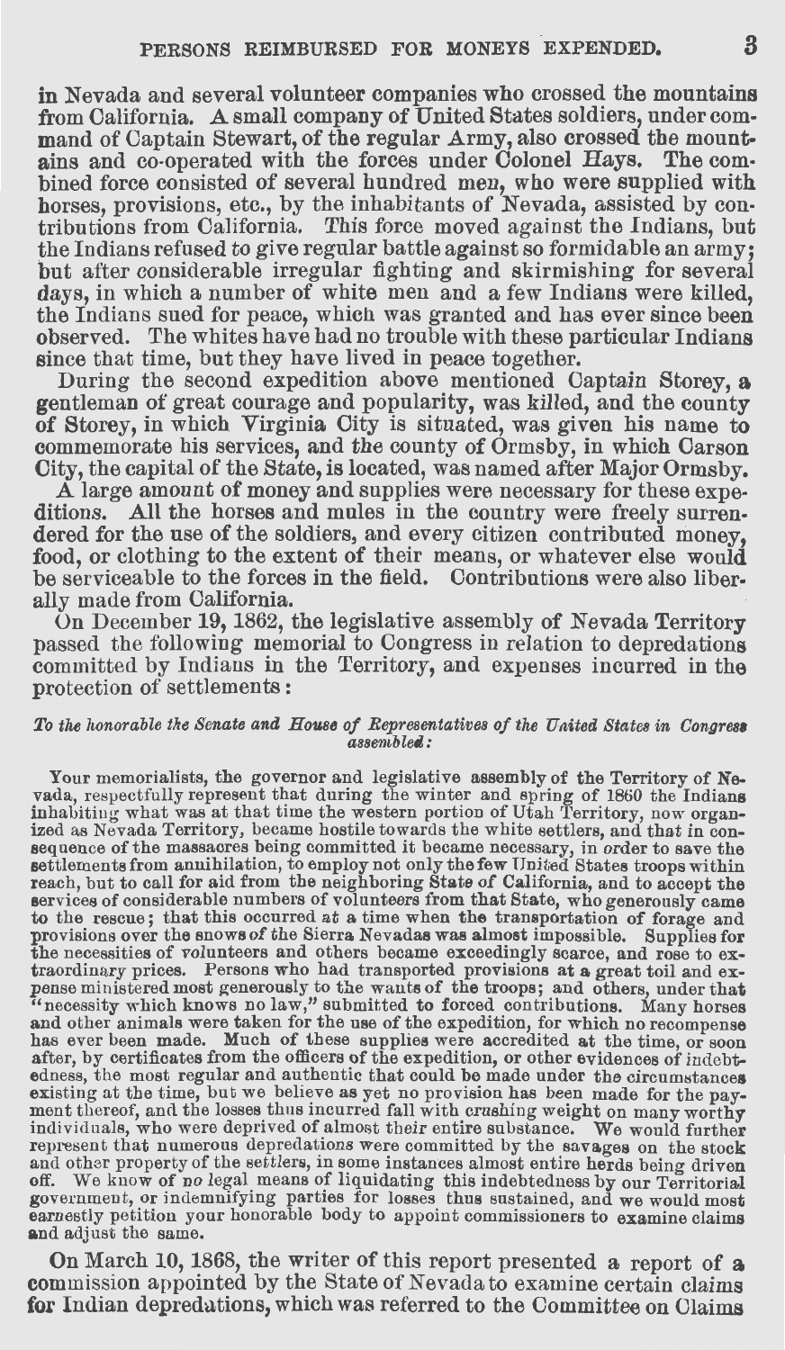in Nevada and several volunteer companies who crossed the mountains from California. A small company of United States soldiers, under command of Captain Stewart, of the regular Army, also crossed the mountains and co-operated with the forces under Colonel Hays. The combined force consisted of several hundred men, who were supplied with horses, provisions, etc., by the inhabitants of Nevada, assisted by contributions from California. This force moved against the Indians, but the Indians refused to give regular battle against so formidable an army; but after considerable irregular fighting and skirmishing for several days, in which a number of white men and a few Indians were killed, the Indians sued for peace, which was granted and has ever since been observed. The whites have had no trouble with these particular Indians since that time, but they have lived in peace together.

During the second expedition above mentioned Captain Storey, a gentleman of great courage and popularity, was killed, and the county of Storey, in which Virginia City is situated, was given his name to commemorate his services, and the county of Ormsby, in which Carson City, the capital of the State, is located, was named after Major Ormsby.

A large amount of money and supplies were necessary for these expeditions. All the horses and mules in the country were freely surrendered for the use of the soldiers, and every citizen contributed money, food, or clothing to the extent of their means, or whatever else would be serviceable to the forces in the field. Contributions were also liberally made from California.

On December 19, 1862, the legislative assembly of Nevada Territory passed the following memorial to Congress in relation to depredations committed by Indians in the Territory, and expenses incurred in the protection of settlements:

*To the honorable the Senate and House of Representatives of the United States in Congress assembled:*

Your memorialists, the governor and legislative assembly of the Territory of Nevada, respectfully represent that during the winter and spring of 1860 the Indians inhabiting what was at that time the western portion of Utah Territory, now organized as Nevada Territory, became hostile towards the white settlers, and that in consequence of the massacres being committed it became necessary, in order to save the settlements from annihilation, to employ not only the few United States troops within reach, but to call for aid from the neighboring State of California, and to accept the services of considerable numbers of volunteers from that State, who generously came to the rescue; that this occurred at a time when the transportation of forage and provisions over the snows of the Sierra Nevadas was almost impossible. Supplies for the necessities of volunteers and others became exceedingly scarce, and rose to extraordinary prices. Persons who had transported provisions at a great toil and expense ministered most generously to the wants of the troops; and others, under that "necessity which knows no law," submitted to forced contributions. Many horses and other animals were taken for the use of the expedition, for which no recompense has ever been made. Much of these supplies were accredited at the time, or soon after, by certificates from the officers of the expedition, or other evidences of indebtedness, the most regular and authentic that could be made under the circumstances existing at the time, but we believe as yet no provision has been made for the payment thereof, and the losses thus incurred fall with crushing weight on many worthy individuals, who were deprived of almost their entire substance. We would further represent that numerous depredations were committed by the savages on the stock and other property of the settlers, in some instances almost entire herds being driven off. We know of no legal means of liquidating this indebtedness by our Territorial government, or indemnifying parties for losses thus sustained, and we would most earnestly petition your honorable body to appoint commissioners to examine claims and adjust the same.

On March 10, 1868, the writer of this report presented a report of a commission appointed by the State of Nevada to examine certain claims for Indian depredations, which was referred to the Committee on Claims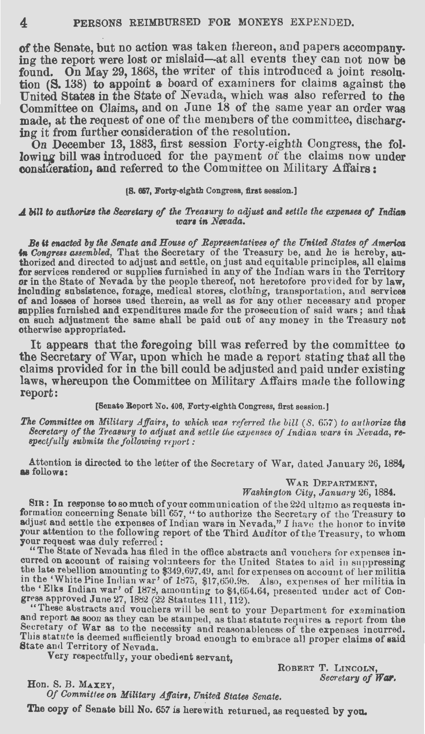of the Senate, but no action was taken thereon, and papers accompanying the report were lost or mislaid—at all events they can not now be found. On May 29, 1868, the writer of this introduced a joint resolution (S. 138) to appoint a board of examiners for claims against the United States in the State of Nevada, which was also referred to the Committee on Claims, and on June 18 of the same year an order was made, at the request of one of the members of the committee, discharging it from further consideration of the resolution.

On December 13, 1883, first session Forty-eighth Congress, the following bill was introduced for the payment of the claims now under consideration, and referred to the Committee on Military Affairs:

[S. 657, Forty-eighth Congress, first session.]

*A bill to authorize the Secretary of the Treasury to adjust and settle the expenses of Indian wars in Nevada.*

*Be it enacted by the Senate and House of Representatives of the United States of America in Congress assembled*, That the Secretary of the Treasury be, and he is hereby, authorized and directed to adjust and settle, on just and equitable principles, all claims for services rendered or supplies furnished in any of the Indian wars in the Territory or in the State of Nevada by the people thereof, not heretofore provided for by law, including subsistence, forage, medical stores, clothing, transportation, and services of and losses of horses used therein, as well as for any other necessary and proper supplies furnished and expenditures made for the prosecution of said wars; and that on such adjustment the same shall be paid out of any money in the Treasury not otherwise appropriated.

It appears that the foregoing bill was referred by the committee to the Secretary of War, upon which he made a report stating that all the claims provided for in the bill could be adjusted and paid under existing laws, whereupon the Committee on Military Affairs made the following report:

[Senate Report No. 406, Forty-eighth Congress, first session.]

*The Committee on Military Affairs, to which was referred the bill (S. 657) to authorize the Secretary of the Treasury to adjust and settle the expenses of Indian wars in Nevada, respectfully submits the following report:*

Attention is directed to the letter of the Secretary of War, dated January 26, 1884, as follows:

WAR DEPARTMENT,
*Washington City, January 26, 1884.*

SIR: In response to so much of your communication of the 22d ultimo as requests information concerning Senate bill 657, "to authorize the Secretary of the Treasury to adjust and settle the expenses of Indian wars in Nevada," I have the honor to invite your attention to the following report of the Third Auditor of the Treasury, to whom your request was duly referred:

"The State of Nevada has filed in the office abstracts and vouchers for expenses incurred on account of raising volunteers for the United States to aid in suppressing the late rebellion amounting to $349,697.49, and for expenses on account of her militia in the 'White Pine Indian war' of 1875, $17,650.98. Also, expenses of her militia in the 'Elks Indian war' of 1878, amounting to $4,654.64, presented under act of Congress approved June 27, 1882 (22 Statutes 111, 112).

"These abstracts and vouchers will be sent to your Department for examination and report as soon as they can be stamped, as that statute requires a report from the Secretary of War as to the necessity and reasonableness of the expenses incurred. This statute is deemed sufficiently broad enough to embrace all proper claims of said State and Territory of Nevada.

Very respectfully, your obedient servant,

ROBERT T. LINCOLN,
*Secretary of War.*

Hon. S. B. MAXEY,
*Of Committee on Military Affairs, United States Senate.*

The copy of Senate bill No. 657 is herewith returned, as requested by you.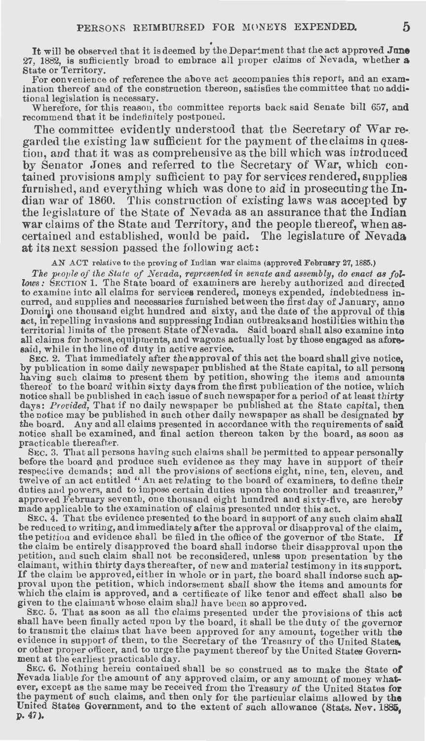It will be observed that it is deemed by the Department that the act approved June 27, 1882, is sufficiently broad to embrace all proper claims of Nevada, whether a State or Territory.

For convenience of reference the above act accompanies this report, and an examination thereof and of the construction thereon, satisfies the committee that no additional legislation is necessary.

Wherefore, for this reason, the committee reports back said Senate bill 657, and recommend that it be indefinitely postponed.

The committee evidently understood that the Secretary of War regarded the existing law sufficient for the payment of the claims in question, and that it was as comprehensive as the bill which was introduced by Senator Jones and referred to the Secretary of War, which contained provisions amply sufficient to pay for services rendered, supplies furnished, and everything which was done to aid in prosecuting the Indian war of 1860. This construction of existing laws was accepted by the legislature of the State of Nevada as an assurance that the Indian war claims of the State and Territory, and the people thereof, when ascertained and established, would be paid. The legislature of Nevada at its next session passed the following act:

AN ACT relative to the proving of Indian war claims (approved February 27, 1885.)

*The people of the State of Nevada, represented in senate and assembly, do enact as follows:* SECTION 1. The State board of examiners are hereby authorized and directed to examine into all claims for services rendered, moneys expended, indebtedness incurred, and supplies and necessaries furnished between the first day of January, anno Domini one thousand eight hundred and sixty, and the date of the approval of this act, in repelling invasions and suppressing Indian outbreaks and hostilities within the territorial limits of the present State of Nevada. Said board shall also examine into all claims for horses, equipments, and wagons actually lost by those engaged as aforesaid, while in the line of duty in active service.

SEC. 2. That immediately after the approval of this act the board shall give notice, by publication in some daily newspaper published at the State capital, to all persons having such claims to present them by petition, showing the items and amounts thereof to the board within sixty days from the first publication of the notice, which notice shall be published in each issue of such newspaper for a period of at least thirty days: *Provided,* That if no daily newspaper be published at the State capital, then the notice may be published in such other daily newspaper as shall be designated by the board. Any and all claims presented in accordance with the requirements of said notice shall be examined, and final action thereon taken by the board, as soon as practicable thereafter.

SEC. 3. That all persons having such claims shall be permitted to appear personally before the board and produce such evidence as they may have in support of their respective demands; and all the provisions of sections eight, nine, ten, eleven, and twelve of an act entitled "An act relating to the board of examiners, to define their duties and powers, and to impose certain duties upon the controller and treasurer," approved February seventh, one thousand eight hundred and sixty-five, are hereby made applicable to the examination of claims presented under this act.

SEC. 4. That the evidence presented to the board in support of any such claim shall be reduced to writing, and immediately after the approval or disapproval of the claim, the petition and evidence shall be filed in the office of the governor of the State. If the claim be entirely disapproved the board shall indorse their disapproval upon the petition, and such claim shall not be reconsidered, unless upon presentation by the claimant, within thirty days thereafter, of new and material testimony in its support. If the claim be approved, either in whole or in part, the board shall indorse such approval upon the petition, which indorsement shall show the items and amounts for which the claim is approved, and a certificate of like tenor and effect shall also be given to the claimant whose claim shall have been so approved.

SEC. 5. That as soon as all the claims presented under the provisions of this act shall have been finally acted upon by the board, it shall be the duty of the governor to transmit the claims that have been approved for any amount, together with the evidence in support of them, to the Secretary of the Treasury of the United States, or other proper officer, and to urge the payment thereof by the United States Government at the earliest practicable day.

SEC. 6. Nothing herein contained shall be so construed as to make the State of Nevada liable for the amount of any approved claim, or any amount of money whatever, except as the same may be received from the Treasury of the United States for the payment of such claims, and then only for the particular claims allowed by the United States Government, and to the extent of such allowance (Stats. Nev. 1885, p. 47).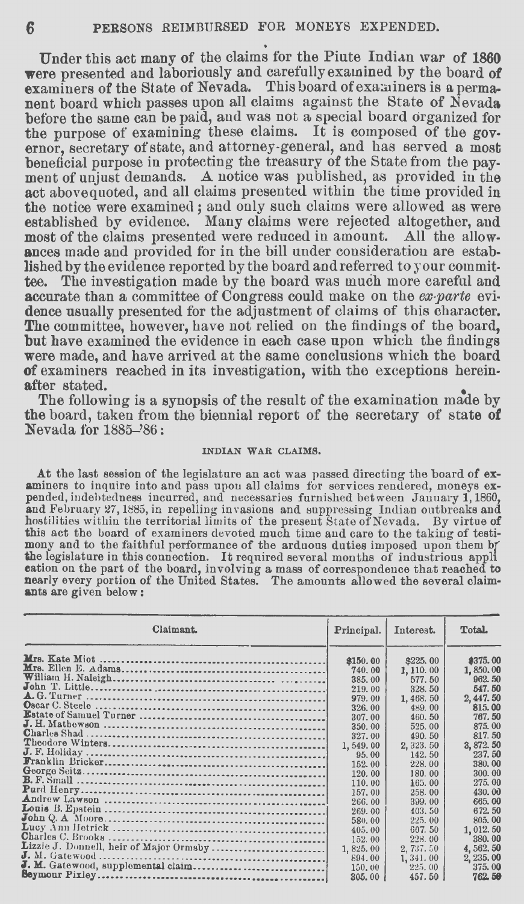Under this act many of the claims for the Piute Indian war of 1860 were presented and laboriously and carefully examined by the board of examiners of the State of Nevada. This board of examiners is a permanent board which passes upon all claims against the State of Nevada before the same can be paid, and was not a special board organized for the purpose of examining these claims. It is composed of the governor, secretary of state, and attorney-general, and has served a most beneficial purpose in protecting the treasury of the State from the payment of unjust demands. A notice was published, as provided in the act abovequoted, and all claims presented within the time provided in the notice were examined; and only such claims were allowed as were established by evidence. Many claims were rejected altogether, and most of the claims presented were reduced in amount. All the allowances made and provided for in the bill under consideration are established by the evidence reported by the board and referred to your committee. The investigation made by the board was much more careful and accurate than a committee of Congress could make on the *ex-parte* evidence usually presented for the adjustment of claims of this character. The committee, however, have not relied on the findings of the board, but have examined the evidence in each case upon which the findings were made, and have arrived at the same conclusions which the board of examiners reached in its investigation, with the exceptions hereinafter stated.

The following is a synopsis of the result of the examination made by the board, taken from the biennial report of the secretary of state of Nevada for 1885–'86:

### INDIAN WAR CLAIMS.

At the last session of the legislature an act was passed directing the board of examiners to inquire into and pass upon all claims for services rendered, moneys expended, indebtedness incurred, and necessaries furnished between January 1, 1860, and February 27, 1885, in repelling invasions and suppressing Indian outbreaks and hostilities within the territorial limits of the present State of Nevada. By virtue of this act the board of examiners devoted much time and care to the taking of testimony and to the faithful performance of the arduous duties imposed upon them by the legislature in this connection. It required several months of industrious application on the part of the board, involving a mass of correspondence that reached to nearly every portion of the United States. The amounts allowed the several claimants are given below:

| Claimant. | Principal. | Interest. | Total. |
|---|---|---|---|
| Mrs. Kate Miot | $150.00 | $225.00 | $375.00 |
| Mrs. Ellen E. Adams | 740.00 | 1,110.00 | 1,850.00 |
| William H. Naleigh | 385.00 | 577.50 | 962.50 |
| John T. Little | 219.00 | 328.50 | 547.50 |
| A. G. Turner | 979.00 | 1,468.50 | 2,447.50 |
| Oscar C. Steele | 326.00 | 489.00 | 815.00 |
| Estate of Samuel Turner | 307.00 | 460.50 | 767.50 |
| J. H. Mathewson | 350.00 | 525.00 | 875.00 |
| Charles Shad | 327.00 | 490.50 | 817.50 |
| Theodore Winters | 1,549.00 | 2,323.50 | 3,872.50 |
| J. F. Holiday | 95.00 | 142.50 | 237.50 |
| Franklin Bricker | 152.00 | 228.00 | 380.00 |
| George Seitz | 120.00 | 180.00 | 300.00 |
| B. F. Small | 110.00 | 165.00 | 275.00 |
| Purd Henry | 157.00 | 258.00 | 430.00 |
| Andrew Lawson | 266.00 | 399.00 | 665.00 |
| Louis B. Epstein | 269.00 | 403.50 | 672.50 |
| John Q. A. Moore | 580.00 | 225.00 | 805.00 |
| Lucy Ann Hetrick | 405.00 | 607.50 | 1,012.50 |
| Charles C. Brooks | 152.00 | 228.00 | 380.00 |
| Lizzie J. Donnell, heir of Major Ormsby | 1,825.00 | 2,737.50 | 4,562.50 |
| J. M. Gatewood | 894.00 | 1,341.00 | 2,235.00 |
| J. M. Gatewood, supplemental claim | 150.00 | 225.00 | 375.00 |
| Seymour Pixley | 305.00 | 457.50 | 762.50 |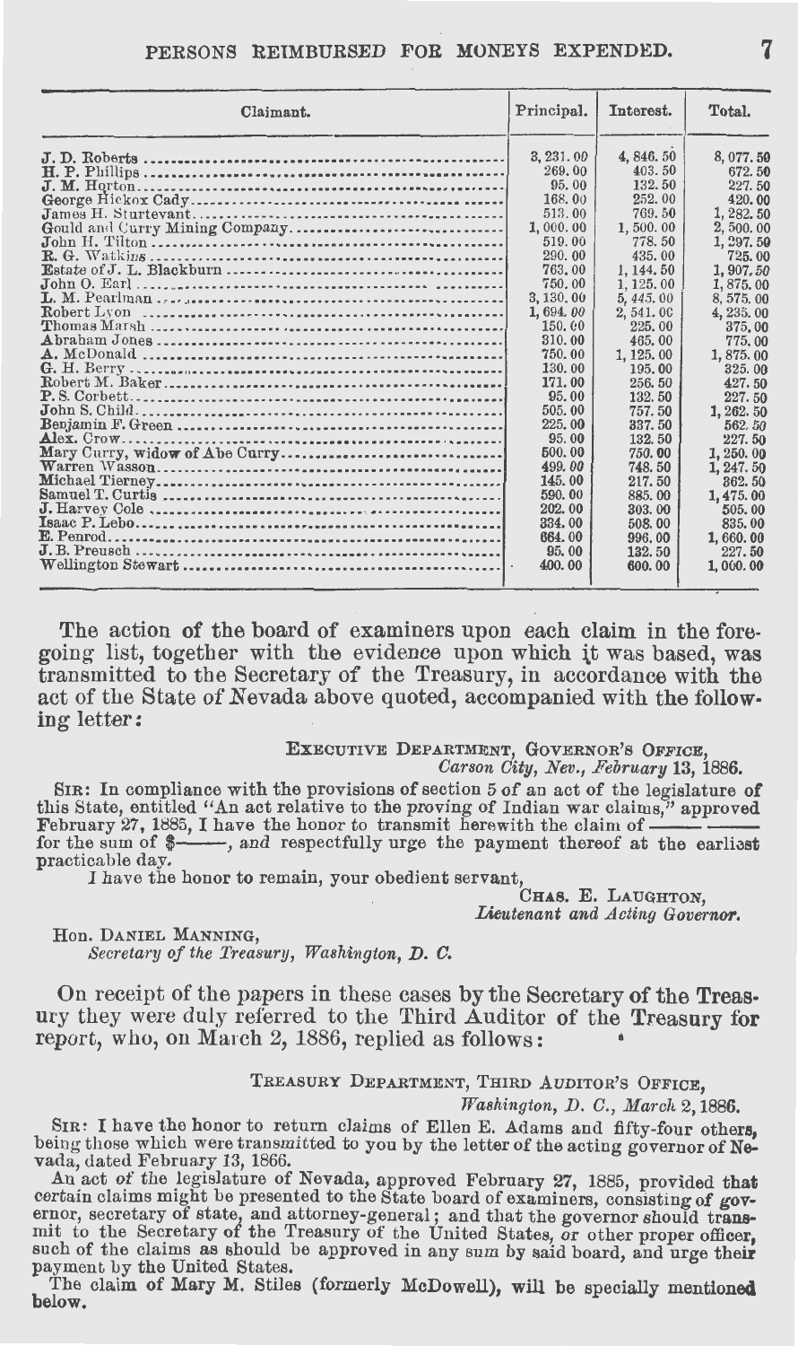| Claimant. | Principal. | Interest. | Total. |
|---|---|---|---|
| J. D. Roberts | 3,231.00 | 4,846.50 | 8,077.50 |
| H. P. Phillips | 269.00 | 403.50 | 672.50 |
| J. M. Horton | 95.00 | 132.50 | 227.50 |
| George Hickox Cady | 168.00 | 252.00 | 420.00 |
| James H. Sturtevant | 513.00 | 769.50 | 1,282.50 |
| Gould and Curry Mining Company | 1,000.00 | 1,500.00 | 2,500.00 |
| John H. Tilton | 519.00 | 778.50 | 1,297.50 |
| R. G. Watkins | 290.00 | 435.00 | 725.00 |
| Estate of J. L. Blackburn | 763.00 | 1,144.50 | 1,907.50 |
| John O. Earl | 750.00 | 1,125.00 | 1,875.00 |
| L. M. Pearlman | 3,130.00 | 5,445.00 | 8,575.00 |
| Robert Lyon | 1,694.00 | 2,541.00 | 4,235.00 |
| Thomas Marsh | 150.00 | 225.00 | 375.00 |
| Abraham Jones | 310.00 | 465.00 | 775.00 |
| A. McDonald | 750.00 | 1,125.00 | 1,875.00 |
| G. H. Berry | 130.00 | 195.00 | 325.00 |
| Robert M. Baker | 171.00 | 256.50 | 427.50 |
| P. S. Corbett | 95.00 | 132.50 | 227.50 |
| John S. Child | 505.00 | 757.50 | 1,262.50 |
| Benjamin F. Green | 225.00 | 337.50 | 562.50 |
| Alex. Crow | 95.00 | 132.50 | 227.50 |
| Mary Curry, widow of Abe Curry | 500.00 | 750.00 | 1,250.00 |
| Warren Wasson | 499.00 | 748.50 | 1,247.50 |
| Michael Tierney | 145.00 | 217.50 | 362.50 |
| Samuel T. Curtis | 590.00 | 885.00 | 1,475.00 |
| J. Harvey Cole | 202.00 | 303.00 | 505.00 |
| Isaac P. Lebo | 334.00 | 508.00 | 835.00 |
| E. Penrod | 664.00 | 996.00 | 1,660.00 |
| J. B. Preusch | 95.00 | 132.50 | 227.50 |
| Wellington Stewart | 400.00 | 600.00 | 1,000.00 |

The action of the board of examiners upon each claim in the foregoing list, together with the evidence upon which it was based, was transmitted to the Secretary of the Treasury, in accordance with the act of the State of Nevada above quoted, accompanied with the following letter:

EXECUTIVE DEPARTMENT, GOVERNOR'S OFFICE,
*Carson City, Nev., February 13, 1886.*

SIR: In compliance with the provisions of section 5 of an act of the legislature of this State, entitled "An act relative to the proving of Indian war claims," approved February 27, 1885, I have the honor to transmit herewith the claim of ——— ——— for the sum of $———, and respectfully urge the payment thereof at the earliest practicable day.

I have the honor to remain, your obedient servant,

CHAS. E. LAUGHTON,
*Lieutenant and Acting Governor.*

HON. DANIEL MANNING,
*Secretary of the Treasury, Washington, D. C.*

On receipt of the papers in these cases by the Secretary of the Treasury they were duly referred to the Third Auditor of the Treasury for report, who, on March 2, 1886, replied as follows:

TREASURY DEPARTMENT, THIRD AUDITOR'S OFFICE,
*Washington, D. C., March 2, 1886.*

SIR: I have the honor to return claims of Ellen E. Adams and fifty-four others, being those which were transmitted to you by the letter of the acting governor of Nevada, dated February 13, 1866.

An act of the legislature of Nevada, approved February 27, 1885, provided that certain claims might be presented to the State board of examiners, consisting of governor, secretary of state, and attorney-general; and that the governor should transmit to the Secretary of the Treasury of the United States, or other proper officer, such of the claims as should be approved in any sum by said board, and urge their payment by the United States.

The claim of Mary M. Stiles (formerly McDowell), will be specially mentioned below.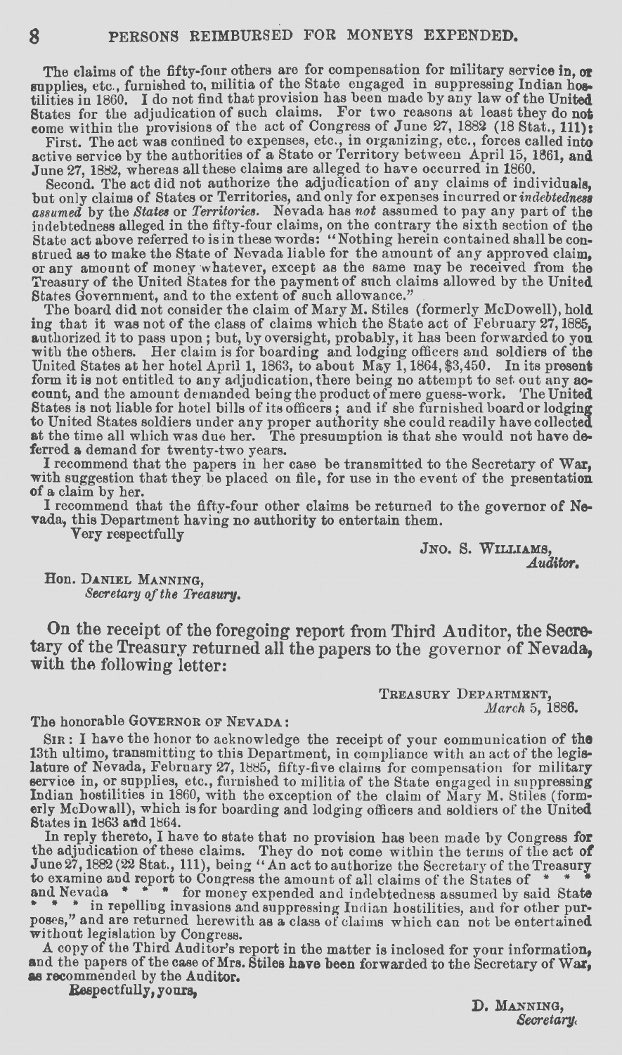The claims of the fifty-four others are for compensation for military service in, or supplies, etc., furnished to, militia of the State engaged in suppressing Indian hostilities in 1860. I do not find that provision has been made by any law of the United States for the adjudication of such claims. For two reasons at least they do not come within the provisions of the act of Congress of June 27, 1882 (18 Stat., 111):

First. The act was confined to expenses, etc., in organizing, etc., forces called into active service by the authorities of a State or Territory between April 15, 1861, and June 27, 1882, whereas all these claims are alleged to have occurred in 1860.

Second. The act did not authorize the adjudication of any claims of individuals, but only claims of States or Territories, and only for expenses incurred or *indebtedness assumed* by the *States* or *Territories*. Nevada has *not* assumed to pay any part of the indebtedness alleged in the fifty-four claims, on the contrary the sixth section of the State act above referred to is in these words: "Nothing herein contained shall be construed as to make the State of Nevada liable for the amount of any approved claim, or any amount of money whatever, except as the same may be received from the Treasury of the United States for the payment of such claims allowed by the United States Government, and to the extent of such allowance."

The board did not consider the claim of Mary M. Stiles (formerly McDowell), holding that it was not of the class of claims which the State act of February 27, 1885, authorized it to pass upon; but, by oversight, probably, it has been forwarded to you with the others. Her claim is for boarding and lodging officers and soldiers of the United States at her hotel April 1, 1863, to about May 1, 1864, $3,450. In its present form it is not entitled to any adjudication, there being no attempt to set out any account, and the amount demanded being the product of mere guess-work. The United States is not liable for hotel bills of its officers; and if she furnished board or lodging to United States soldiers under any proper authority she could readily have collected at the time all which was due her. The presumption is that she would not have deferred a demand for twenty-two years.

I recommend that the papers in her case be transmitted to the Secretary of War, with suggestion that they be placed on file, for use in the event of the presentation of a claim by her.

I recommend that the fifty-four other claims be returned to the governor of Nevada, this Department having no authority to entertain them.

Very respectfully

JNO. S. WILLIAMS,
*Auditor.*

Hon. DANIEL MANNING,
*Secretary of the Treasury.*

On the receipt of the foregoing report from Third Auditor, the Secretary of the Treasury returned all the papers to the governor of Nevada, with the following letter:

TREASURY DEPARTMENT,
*March* 5, 1886.

The honorable GOVERNOR OF NEVADA:

SIR: I have the honor to acknowledge the receipt of your communication of the 13th ultimo, transmitting to this Department, in compliance with an act of the legislature of Nevada, February 27, 1885, fifty-five claims for compensation for military service in, or supplies, etc., furnished to militia of the State engaged in suppressing Indian hostilities in 1860, with the exception of the claim of Mary M. Stiles (formerly McDowall), which is for boarding and lodging officers and soldiers of the United States in 1863 and 1864.

In reply thereto, I have to state that no provision has been made by Congress for the adjudication of these claims. They do not come within the terms of the act of June 27, 1882 (22 Stat., 111), being "An act to authorize the Secretary of the Treasury to examine and report to Congress the amount of all claims of the States of * * * and Nevada * * * for money expended and indebtedness assumed by said State * * * in repelling invasions and suppressing Indian hostilities, and for other purposes," and are returned herewith as a class of claims which can not be entertained without legislation by Congress.

A copy of the Third Auditor's report in the matter is inclosed for your information, and the papers of the case of Mrs. Stiles have been forwarded to the Secretary of War, as recommended by the Auditor.

Respectfully, yours,

D. MANNING,
*Secretary.*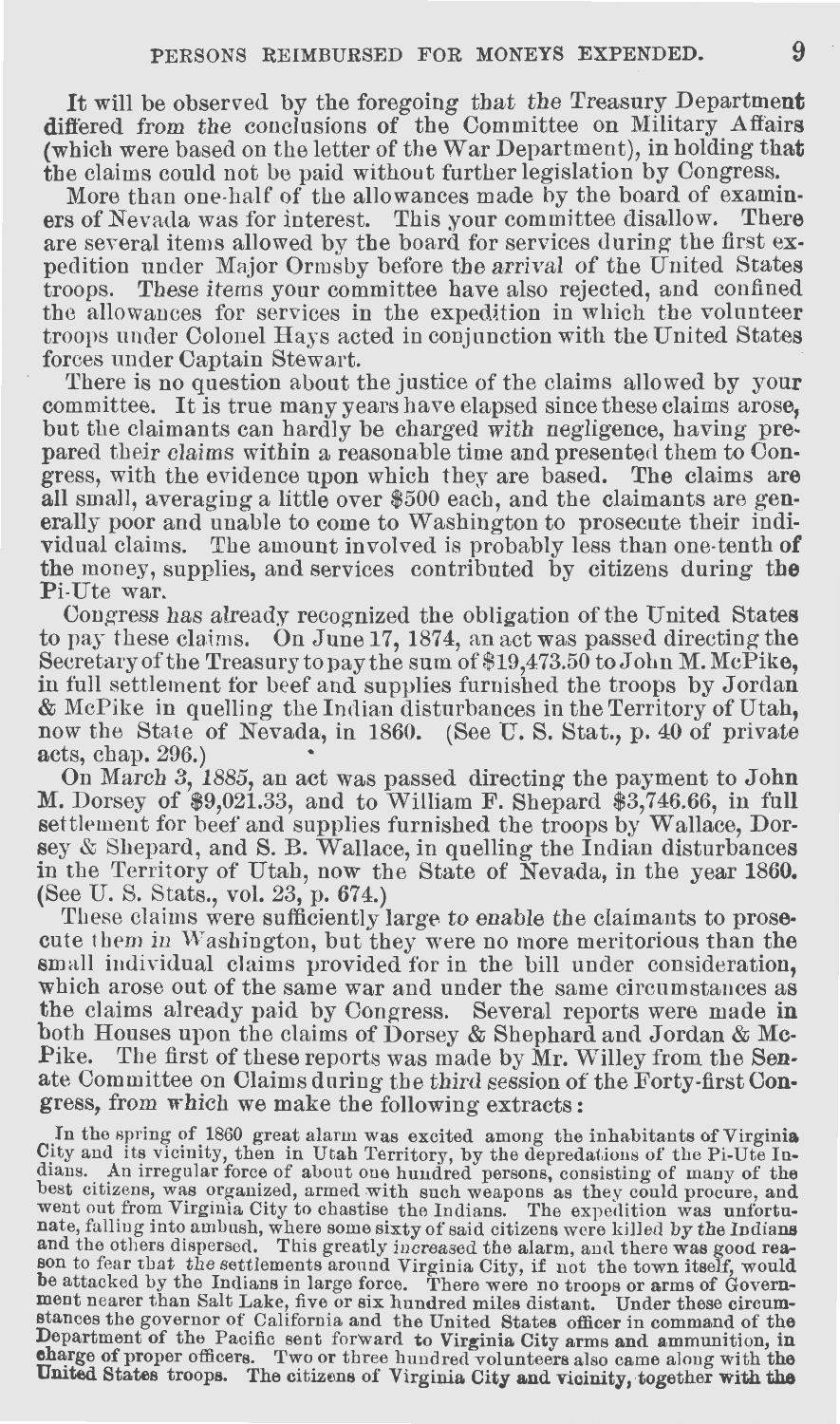It will be observed by the foregoing that the Treasury Department differed from the conclusions of the Committee on Military Affairs (which were based on the letter of the War Department), in holding that the claims could not be paid without further legislation by Congress.

More than one-half of the allowances made by the board of examiners of Nevada was for interest. This your committee disallow. There are several items allowed by the board for services during the first expedition under Major Ormsby before the arrival of the United States troops. These items your committee have also rejected, and confined the allowances for services in the expedition in which the volunteer troops under Colonel Hays acted in conjunction with the United States forces under Captain Stewart.

There is no question about the justice of the claims allowed by your committee. It is true many years have elapsed since these claims arose, but the claimants can hardly be charged with negligence, having prepared their claims within a reasonable time and presented them to Congress, with the evidence upon which they are based. The claims are all small, averaging a little over $500 each, and the claimants are generally poor and unable to come to Washington to prosecute their individual claims. The amount involved is probably less than one-tenth of the money, supplies, and services contributed by citizens during the Pi-Ute war.

Congress has already recognized the obligation of the United States to pay these claims. On June 17, 1874, an act was passed directing the Secretary of the Treasury to pay the sum of $19,473.50 to John M. McPike, in full settlement for beef and supplies furnished the troops by Jordan & McPike in quelling the Indian disturbances in the Territory of Utah, now the State of Nevada, in 1860. (See U. S. Stat., p. 40 of private acts, chap. 296.)

On March 3, 1885, an act was passed directing the payment to John M. Dorsey of $9,021.33, and to William F. Shepard $3,746.66, in full settlement for beef and supplies furnished the troops by Wallace, Dorsey & Shepard, and S. B. Wallace, in quelling the Indian disturbances in the Territory of Utah, now the State of Nevada, in the year 1860. (See U. S. Stats., vol. 23, p. 674.)

These claims were sufficiently large to enable the claimants to prosecute them in Washington, but they were no more meritorious than the small individual claims provided for in the bill under consideration, which arose out of the same war and under the same circumstances as the claims already paid by Congress. Several reports were made in both Houses upon the claims of Dorsey & Shephard and Jordan & McPike. The first of these reports was made by Mr. Willey from the Senate Committee on Claims during the third session of the Forty-first Congress, from which we make the following extracts:

> In the spring of 1860 great alarm was excited among the inhabitants of Virginia City and its vicinity, then in Utah Territory, by the depredations of the Pi-Ute Indians. An irregular force of about one hundred persons, consisting of many of the best citizens, was organized, armed with such weapons as they could procure, and went out from Virginia City to chastise the Indians. The expedition was unfortunate, falling into ambush, where some sixty of said citizens were killed by the Indians and the others dispersed. This greatly increased the alarm, and there was good reason to fear that the settlements around Virginia City, if not the town itself, would be attacked by the Indians in large force. There were no troops or arms of Government nearer than Salt Lake, five or six hundred miles distant. Under these circumstances the governor of California and the United States officer in command of the Department of the Pacific sent forward to Virginia City arms and ammunition, in charge of proper officers. Two or three hundred volunteers also came along with the United States troops. The citizens of Virginia City and vicinity, together with the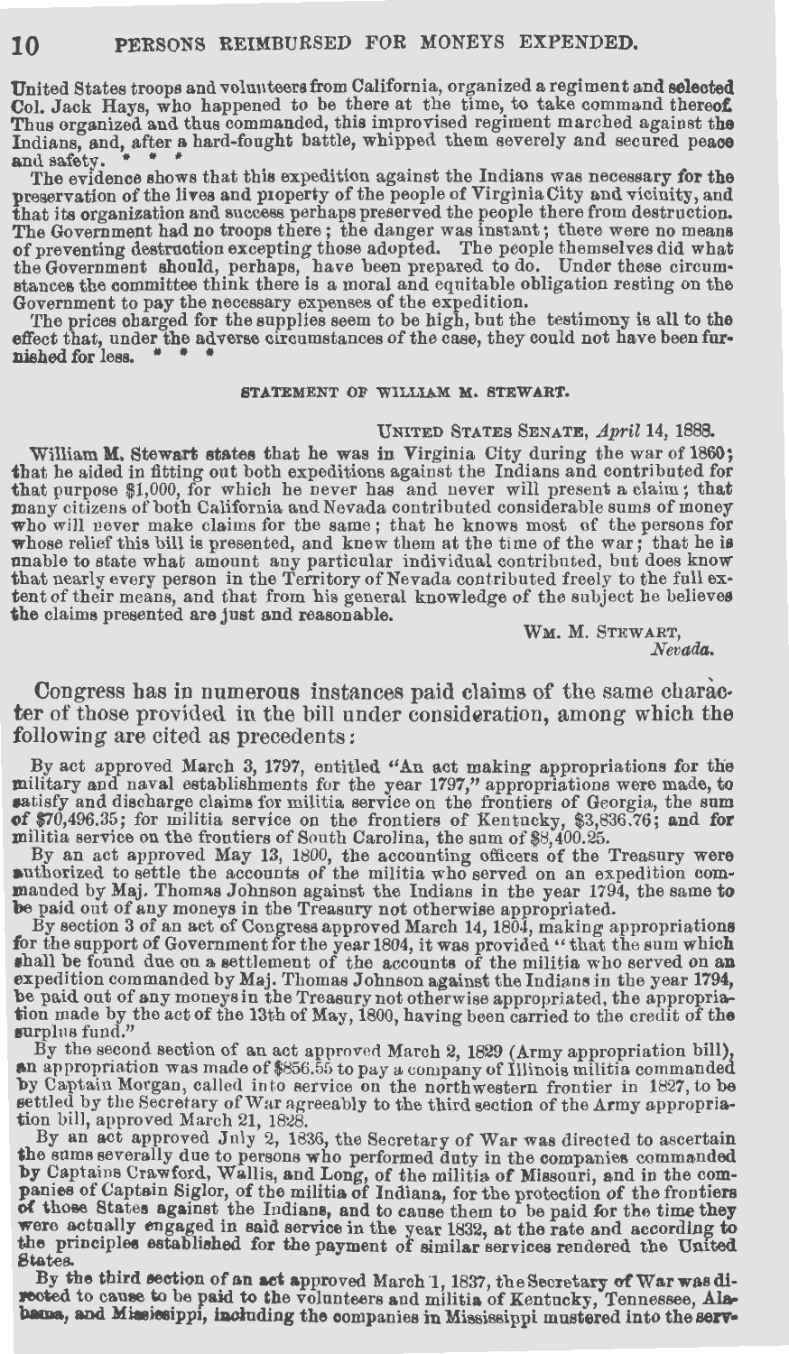United States troops and volunteers from California, organized a regiment and selected Col. Jack Hays, who happened to be there at the time, to take command thereof. Thus organized and thus commanded, this improvised regiment marched against the Indians, and, after a hard-fought battle, whipped them severely and secured peace and safety. * * *

The evidence shows that this expedition against the Indians was necessary for the preservation of the lives and property of the people of Virginia City and vicinity, and that its organization and success perhaps preserved the people there from destruction. The Government had no troops there; the danger was instant; there were no means of preventing destruction excepting those adopted. The people themselves did what the Government should, perhaps, have been prepared to do. Under these circumstances the committee think there is a moral and equitable obligation resting on the Government to pay the necessary expenses of the expedition.

The prices charged for the supplies seem to be high, but the testimony is all to the effect that, under the adverse circumstances of the case, they could not have been furnished for less. * * *

### STATEMENT OF WILLIAM M. STEWART.

UNITED STATES SENATE, *April* 14, 1888.

William M. Stewart states that he was in Virginia City during the war of 1860; that he aided in fitting out both expeditions against the Indians and contributed for that purpose $1,000, for which he never has and never will present a claim; that many citizens of both California and Nevada contributed considerable sums of money who will never make claims for the same; that he knows most of the persons for whose relief this bill is presented, and knew them at the time of the war; that he is unable to state what amount any particular individual contributed, but does know that nearly every person in the Territory of Nevada contributed freely to the full extent of their means, and that from his general knowledge of the subject he believes the claims presented are just and reasonable.

WM. M. STEWART,
*Nevada.*

Congress has in numerous instances paid claims of the same character of those provided in the bill under consideration, among which the following are cited as precedents:

By act approved March 3, 1797, entitled "An act making appropriations for the military and naval establishments for the year 1797," appropriations were made, to satisfy and discharge claims for militia service on the frontiers of Georgia, the sum of $70,496.35; for militia service on the frontiers of Kentucky, $3,836.76; and for militia service on the frontiers of South Carolina, the sum of $8,400.25.

By an act approved May 13, 1800, the accounting officers of the Treasury were authorized to settle the accounts of the militia who served on an expedition commanded by Maj. Thomas Johnson against the Indians in the year 1794, the same to be paid out of any moneys in the Treasury not otherwise appropriated.

By section 3 of an act of Congress approved March 14, 1804, making appropriations for the support of Government for the year 1804, it was provided "that the sum which shall be found due on a settlement of the accounts of the militia who served on an expedition commanded by Maj. Thomas Johnson against the Indians in the year 1794, be paid out of any moneys in the Treasury not otherwise appropriated, the appropriation made by the act of the 13th of May, 1800, having been carried to the credit of the surplus fund."

By the second section of an act approved March 2, 1829 (Army appropriation bill), an appropriation was made of $856.55 to pay a company of Illinois militia commanded by Captain Morgan, called into service on the northwestern frontier in 1827, to be settled by the Secretary of War agreeably to the third section of the Army appropriation bill, approved March 21, 1828.

By an act approved July 2, 1836, the Secretary of War was directed to ascertain the sums severally due to persons who performed duty in the companies commanded by Captains Crawford, Wallis, and Long, of the militia of Missouri, and in the companies of Captain Siglor, of the militia of Indiana, for the protection of the frontiers of those States against the Indians, and to cause them to be paid for the time they were actually engaged in said service in the year 1832, at the rate and according to the principles established for the payment of similar services rendered the United States.

By the third section of an act approved March 1, 1837, the Secretary of War was directed to cause to be paid to the volunteers and militia of Kentucky, Tennessee, Alabama, and Mississippi, including the companies in Mississippi mustered into the serv-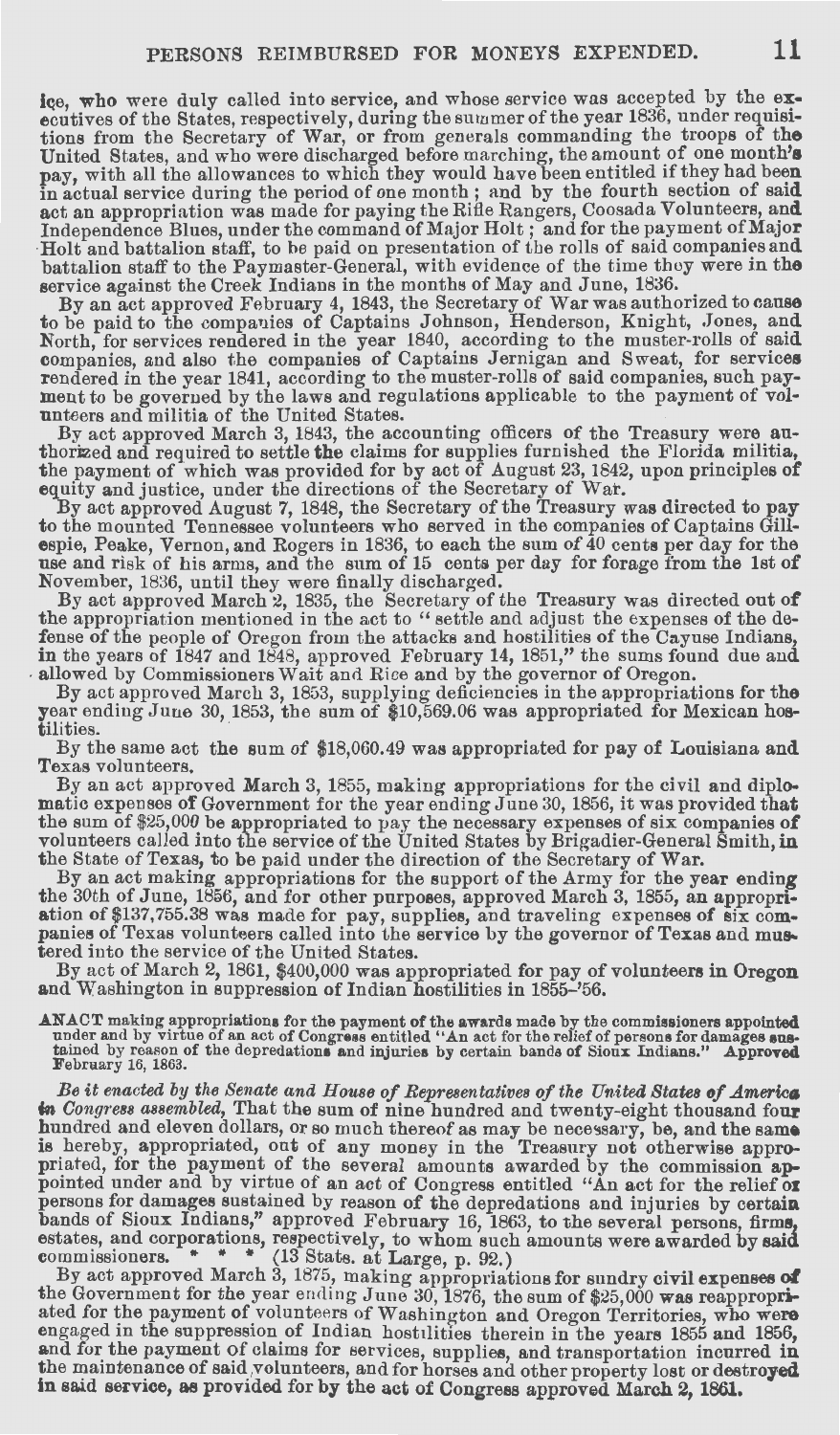ice, who were duly called into service, and whose service was accepted by the executives of the States, respectively, during the summer of the year 1836, under requisitions from the Secretary of War, or from generals commanding the troops of the United States, and who were discharged before marching, the amount of one month's pay, with all the allowances to which they would have been entitled if they had been in actual service during the period of one month; and by the fourth section of said act an appropriation was made for paying the Rifle Rangers, Coosada Volunteers, and Independence Blues, under the command of Major Holt; and for the payment of Major Holt and battalion staff, to be paid on presentation of the rolls of said companies and battalion staff to the Paymaster-General, with evidence of the time they were in the service against the Creek Indians in the months of May and June, 1836.

By an act approved February 4, 1843, the Secretary of War was authorized to cause to be paid to the companies of Captains Johnson, Henderson, Knight, Jones, and North, for services rendered in the year 1840, according to the muster-rolls of said companies, and also the companies of Captains Jernigan and Sweat, for services rendered in the year 1841, according to the muster-rolls of said companies, such payment to be governed by the laws and regulations applicable to the payment of volunteers and militia of the United States.

By act approved March 3, 1843, the accounting officers of the Treasury were authorized and required to settle the claims for supplies furnished the Florida militia, the payment of which was provided for by act of August 23, 1842, upon principles of equity and justice, under the directions of the Secretary of War.

By act approved August 7, 1848, the Secretary of the Treasury was directed to pay to the mounted Tennessee volunteers who served in the companies of Captains Gillespie, Peake, Vernon, and Rogers in 1836, to each the sum of 40 cents per day for the use and risk of his arms, and the sum of 15 cents per day for forage from the 1st of November, 1836, until they were finally discharged.

By act approved March 2, 1835, the Secretary of the Treasury was directed out of the appropriation mentioned in the act to "settle and adjust the expenses of the defense of the people of Oregon from the attacks and hostilities of the Cayuse Indians, in the years of 1847 and 1848, approved February 14, 1851," the sums found due and allowed by Commissioners Wait and Rice and by the governor of Oregon.

By act approved March 3, 1853, supplying deficiencies in the appropriations for the year ending June 30, 1853, the sum of $10,569.06 was appropriated for Mexican hostilities.

By the same act the sum of $18,060.49 was appropriated for pay of Louisiana and Texas volunteers.

By an act approved March 3, 1855, making appropriations for the civil and diplomatic expenses of Government for the year ending June 30, 1856, it was provided that the sum of $25,000 be appropriated to pay the necessary expenses of six companies of volunteers called into the service of the United States by Brigadier-General Smith, in the State of Texas, to be paid under the direction of the Secretary of War.

By an act making appropriations for the support of the Army for the year ending the 30th of June, 1856, and for other purposes, approved March 3, 1855, an appropriation of $137,755.38 was made for pay, supplies, and traveling expenses of six companies of Texas volunteers called into the service by the governor of Texas and mustered into the service of the United States.

By act of March 2, 1861, $400,000 was appropriated for pay of volunteers in Oregon and Washington in suppression of Indian hostilities in 1855-'56.

AN ACT making appropriations for the payment of the awards made by the commissioners appointed under and by virtue of an act of Congress entitled "An act for the relief of persons for damages sustained by reason of the depredations and injuries by certain bands of Sioux Indians." Approved February 16, 1863.

*Be it enacted by the Senate and House of Representatives of the United States of America in Congress assembled*, That the sum of nine hundred and twenty-eight thousand four hundred and eleven dollars, or so much thereof as may be necessary, be, and the same is hereby, appropriated, out of any money in the Treasury not otherwise appropriated, for the payment of the several amounts awarded by the commission appointed under and by virtue of an act of Congress entitled "An act for the relief of persons for damages sustained by reason of the depredations and injuries by certain bands of Sioux Indians," approved February 16, 1863, to the several persons, firms, estates, and corporations, respectively, to whom such amounts were awarded by said commissioners. * * * (13 Stats. at Large, p. 92.)

By act approved March 3, 1875, making appropriations for sundry civil expenses of the Government for the year ending June 30, 1876, the sum of $25,000 was reappropriated for the payment of volunteers of Washington and Oregon Territories, who were engaged in the suppression of Indian hostilities therein in the years 1855 and 1856, and for the payment of claims for services, supplies, and transportation incurred in the maintenance of said volunteers, and for horses and other property lost or destroyed in said service, as provided for by the act of Congress approved March 2, 1861.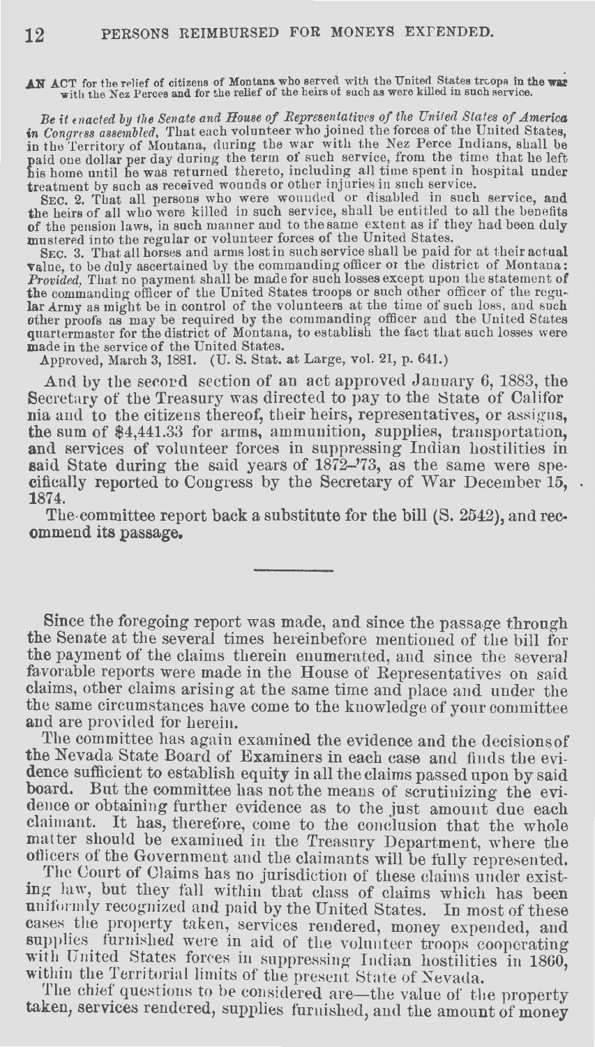AN ACT for the relief of citizens of Montana who served with the United States troops in the war with the Nez Perces and for the relief of the heirs of such as were killed in such service.

*Be it enacted by the Senate and House of Representatives of the United States of America in Congress assembled,* That each volunteer who joined the forces of the United States, in the Territory of Montana, during the war with the Nez Perce Indians, shall be paid one dollar per day during the term of such service, from the time that he left his home until he was returned thereto, including all time spent in hospital under treatment by such as received wounds or other injuries in such service.

SEC. 2. That all persons who were wounded or disabled in such service, and the heirs of all who were killed in such service, shall be entitled to all the benefits of the pension laws, in such manner and to the same extent as if they had been duly mustered into the regular or volunteer forces of the United States.

SEC. 3. That all horses and arms lost in such service shall be paid for at their actual value, to be duly ascertained by the commanding officer of the district of Montana: *Provided,* That no payment shall be made for such losses except upon the statement of the commanding officer of the United States troops or such other officer of the regular Army as might be in control of the volunteers at the time of such loss, and such other proofs as may be required by the commanding officer and the United States quartermaster for the district of Montana, to establish the fact that such losses were made in the service of the United States.

Approved, March 3, 1881. (U. S. Stat. at Large, vol. 21, p. 641.)

And by the second section of an act approved January 6, 1883, the Secretary of the Treasury was directed to pay to the State of California and to the citizens thereof, their heirs, representatives, or assigns, the sum of $4,441.33 for arms, ammunition, supplies, transportation, and services of volunteer forces in suppressing Indian hostilities in said State during the said years of 1872–'73, as the same were specifically reported to Congress by the Secretary of War December 15, 1874.

The committee report back a substitute for the bill (S. 2542), and recommend its passage.

---

Since the foregoing report was made, and since the passage through the Senate at the several times hereinbefore mentioned of the bill for the payment of the claims therein enumerated, and since the several favorable reports were made in the House of Representatives on said claims, other claims arising at the same time and place and under the the same circumstances have come to the knowledge of your committee and are provided for herein.

The committee has again examined the evidence and the decisions of the Nevada State Board of Examiners in each case and finds the evidence sufficient to establish equity in all the claims passed upon by said board. But the committee has not the means of scrutinizing the evidence or obtaining further evidence as to the just amount due each claimant. It has, therefore, come to the conclusion that the whole matter should be examined in the Treasury Department, where the officers of the Government and the claimants will be fully represented.

The Court of Claims has no jurisdiction of these claims under existing law, but they fall within that class of claims which has been uniformly recognized and paid by the United States. In most of these cases the property taken, services rendered, money expended, and supplies furnished were in aid of the volunteer troops cooperating with United States forces in suppressing Indian hostilities in 1860, within the Territorial limits of the present State of Nevada.

The chief questions to be considered are—the value of the property taken, services rendered, supplies furnished, and the amount of money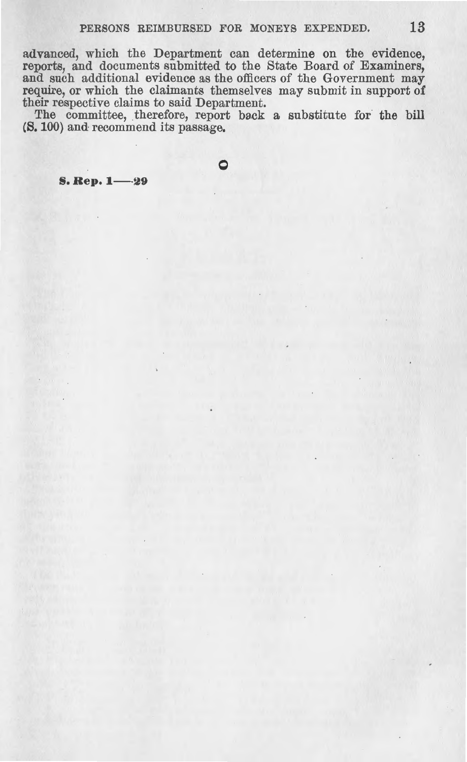advanced, which the Department can determine on the evidence, reports, and documents submitted to the State Board of Examiners, and such additional evidence as the officers of the Government may require, or which the claimants themselves may submit in support of their respective claims to said Department.

The committee, therefore, report back a substitute for the bill (S. 100) and recommend its passage.

**S. Rep. 1——29**